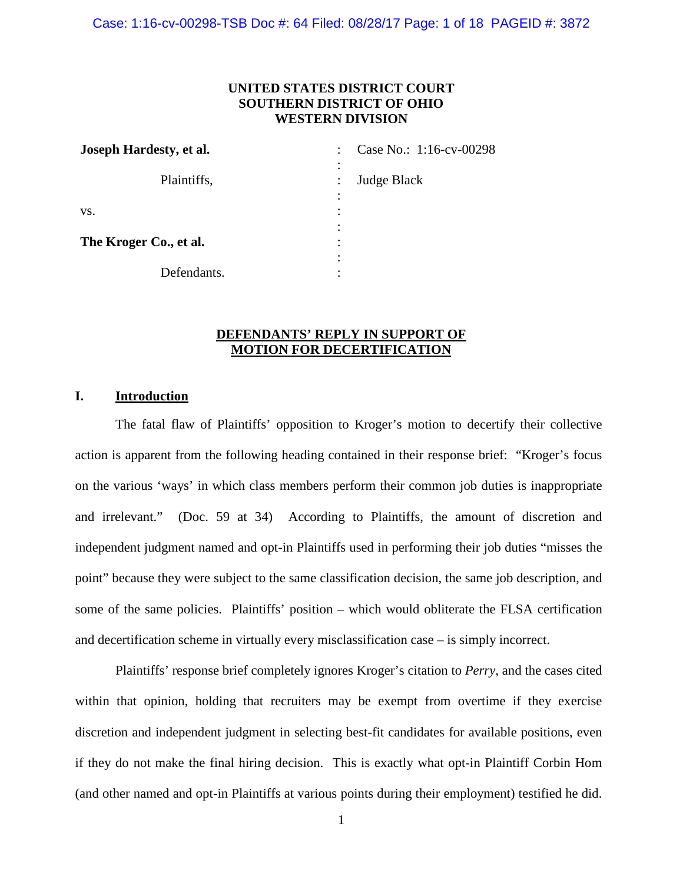**UNITED STATES DISTRICT COURT**
**SOUTHERN DISTRICT OF OHIO**
**WESTERN DIVISION**

| | | |
|---|---|---|
| **Joseph Hardesty, et al.** | : | Case No.: 1:16-cv-00298 |
| Plaintiffs, | : | Judge Black |
| vs. | : | |
| **The Kroger Co., et al.** | : | |
| Defendants. | : | |

**DEFENDANTS' REPLY IN SUPPORT OF MOTION FOR DECERTIFICATION**

## I. Introduction

The fatal flaw of Plaintiffs' opposition to Kroger's motion to decertify their collective action is apparent from the following heading contained in their response brief: "Kroger's focus on the various 'ways' in which class members perform their common job duties is inappropriate and irrelevant." (Doc. 59 at 34) According to Plaintiffs, the amount of discretion and independent judgment named and opt-in Plaintiffs used in performing their job duties "misses the point" because they were subject to the same classification decision, the same job description, and some of the same policies. Plaintiffs' position – which would obliterate the FLSA certification and decertification scheme in virtually every misclassification case – is simply incorrect.

Plaintiffs' response brief completely ignores Kroger's citation to *Perry*, and the cases cited within that opinion, holding that recruiters may be exempt from overtime if they exercise discretion and independent judgment in selecting best-fit candidates for available positions, even if they do not make the final hiring decision. This is exactly what opt-in Plaintiff Corbin Hom (and other named and opt-in Plaintiffs at various points during their employment) testified he did.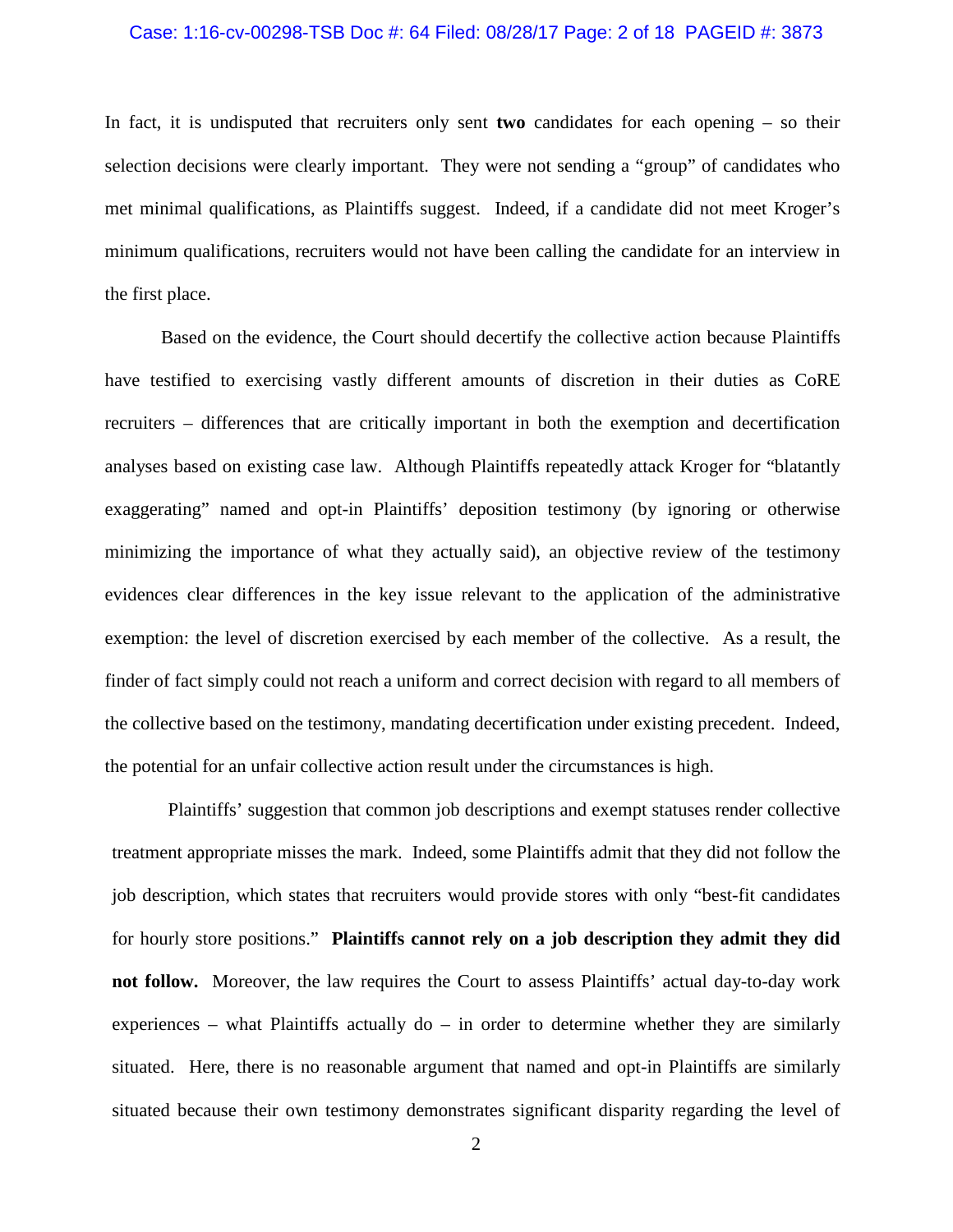In fact, it is undisputed that recruiters only sent **two** candidates for each opening – so their selection decisions were clearly important. They were not sending a "group" of candidates who met minimal qualifications, as Plaintiffs suggest. Indeed, if a candidate did not meet Kroger's minimum qualifications, recruiters would not have been calling the candidate for an interview in the first place.

Based on the evidence, the Court should decertify the collective action because Plaintiffs have testified to exercising vastly different amounts of discretion in their duties as CoRE recruiters – differences that are critically important in both the exemption and decertification analyses based on existing case law. Although Plaintiffs repeatedly attack Kroger for "blatantly exaggerating" named and opt-in Plaintiffs' deposition testimony (by ignoring or otherwise minimizing the importance of what they actually said), an objective review of the testimony evidences clear differences in the key issue relevant to the application of the administrative exemption: the level of discretion exercised by each member of the collective. As a result, the finder of fact simply could not reach a uniform and correct decision with regard to all members of the collective based on the testimony, mandating decertification under existing precedent. Indeed, the potential for an unfair collective action result under the circumstances is high.

Plaintiffs' suggestion that common job descriptions and exempt statuses render collective treatment appropriate misses the mark. Indeed, some Plaintiffs admit that they did not follow the job description, which states that recruiters would provide stores with only "best-fit candidates for hourly store positions." **Plaintiffs cannot rely on a job description they admit they did not follow.** Moreover, the law requires the Court to assess Plaintiffs' actual day-to-day work experiences – what Plaintiffs actually do – in order to determine whether they are similarly situated. Here, there is no reasonable argument that named and opt-in Plaintiffs are similarly situated because their own testimony demonstrates significant disparity regarding the level of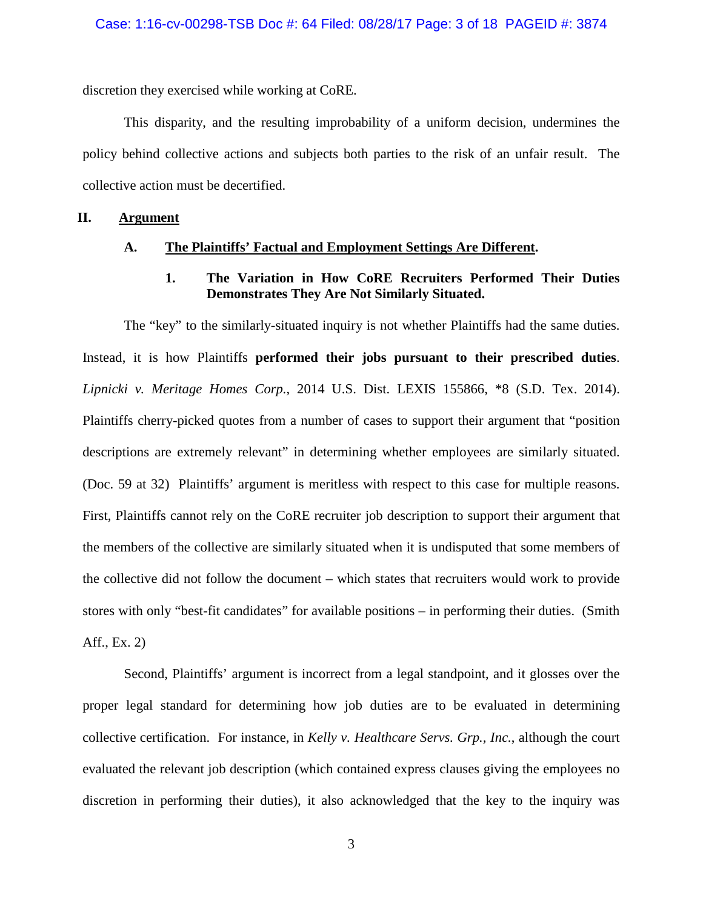discretion they exercised while working at CoRE.

This disparity, and the resulting improbability of a uniform decision, undermines the policy behind collective actions and subjects both parties to the risk of an unfair result. The collective action must be decertified.

## II. Argument

### A. The Plaintiffs' Factual and Employment Settings Are Different.

#### 1. The Variation in How CoRE Recruiters Performed Their Duties Demonstrates They Are Not Similarly Situated.

The "key" to the similarly-situated inquiry is not whether Plaintiffs had the same duties. Instead, it is how Plaintiffs **performed their jobs pursuant to their prescribed duties**. *Lipnicki v. Meritage Homes Corp.*, 2014 U.S. Dist. LEXIS 155866, *8 (S.D. Tex. 2014). Plaintiffs cherry-picked quotes from a number of cases to support their argument that "position descriptions are extremely relevant" in determining whether employees are similarly situated. (Doc. 59 at 32) Plaintiffs' argument is meritless with respect to this case for multiple reasons. First, Plaintiffs cannot rely on the CoRE recruiter job description to support their argument that the members of the collective are similarly situated when it is undisputed that some members of the collective did not follow the document – which states that recruiters would work to provide stores with only "best-fit candidates" for available positions – in performing their duties. (Smith Aff., Ex. 2)

Second, Plaintiffs' argument is incorrect from a legal standpoint, and it glosses over the proper legal standard for determining how job duties are to be evaluated in determining collective certification. For instance, in *Kelly v. Healthcare Servs. Grp., Inc.*, although the court evaluated the relevant job description (which contained express clauses giving the employees no discretion in performing their duties), it also acknowledged that the key to the inquiry was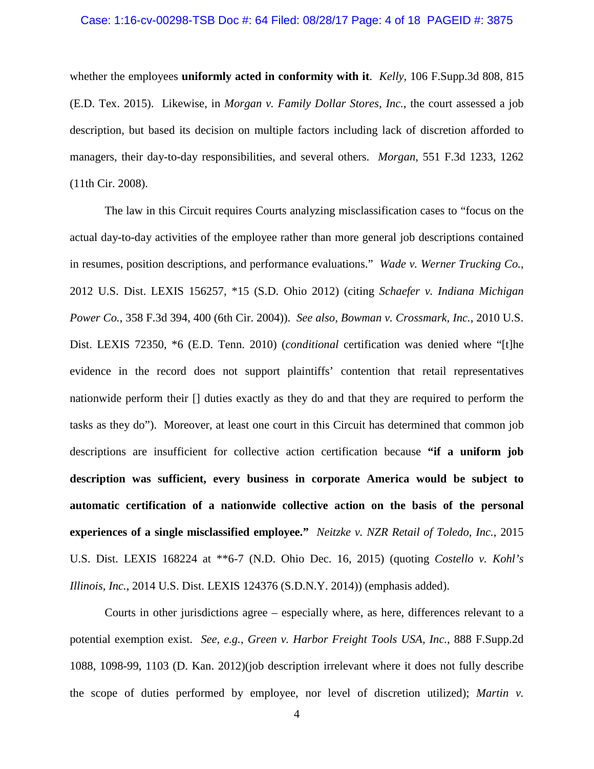whether the employees **uniformly acted in conformity with it**. *Kelly,* 106 F.Supp.3d 808, 815 (E.D. Tex. 2015). Likewise, in *Morgan v. Family Dollar Stores, Inc.*, the court assessed a job description, but based its decision on multiple factors including lack of discretion afforded to managers, their day-to-day responsibilities, and several others. *Morgan*, 551 F.3d 1233, 1262 (11th Cir. 2008).

The law in this Circuit requires Courts analyzing misclassification cases to "focus on the actual day-to-day activities of the employee rather than more general job descriptions contained in resumes, position descriptions, and performance evaluations." *Wade v. Werner Trucking Co.*, 2012 U.S. Dist. LEXIS 156257, *15 (S.D. Ohio 2012) (citing *Schaefer v. Indiana Michigan Power Co.*, 358 F.3d 394, 400 (6th Cir. 2004)). *See also, Bowman v. Crossmark, Inc.*, 2010 U.S. Dist. LEXIS 72350, *6 (E.D. Tenn. 2010) (*conditional* certification was denied where "[t]he evidence in the record does not support plaintiffs' contention that retail representatives nationwide perform their [] duties exactly as they do and that they are required to perform the tasks as they do"). Moreover, at least one court in this Circuit has determined that common job descriptions are insufficient for collective action certification because **"if a uniform job description was sufficient, every business in corporate America would be subject to automatic certification of a nationwide collective action on the basis of the personal experiences of a single misclassified employee."** *Neitzke v. NZR Retail of Toledo, Inc.*, 2015 U.S. Dist. LEXIS 168224 at **6-7 (N.D. Ohio Dec. 16, 2015) (quoting *Costello v. Kohl's Illinois, Inc.*, 2014 U.S. Dist. LEXIS 124376 (S.D.N.Y. 2014)) (emphasis added).

Courts in other jurisdictions agree – especially where, as here, differences relevant to a potential exemption exist. *See, e.g., Green v. Harbor Freight Tools USA, Inc.*, 888 F.Supp.2d 1088, 1098-99, 1103 (D. Kan. 2012)(job description irrelevant where it does not fully describe the scope of duties performed by employee, nor level of discretion utilized); *Martin v.*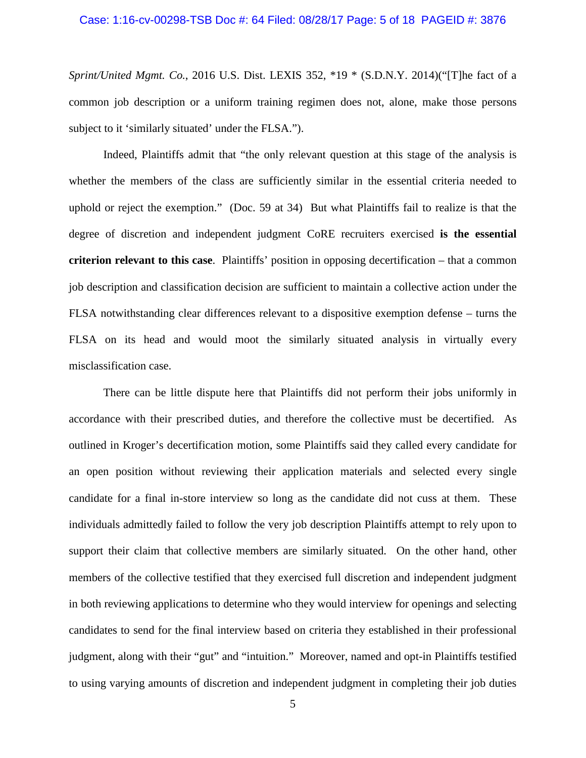*Sprint/United Mgmt. Co.*, 2016 U.S. Dist. LEXIS 352, *19 * (S.D.N.Y. 2014)("[T]he fact of a common job description or a uniform training regimen does not, alone, make those persons subject to it 'similarly situated' under the FLSA.").

Indeed, Plaintiffs admit that "the only relevant question at this stage of the analysis is whether the members of the class are sufficiently similar in the essential criteria needed to uphold or reject the exemption." (Doc. 59 at 34) But what Plaintiffs fail to realize is that the degree of discretion and independent judgment CoRE recruiters exercised **is the essential criterion relevant to this case**. Plaintiffs' position in opposing decertification – that a common job description and classification decision are sufficient to maintain a collective action under the FLSA notwithstanding clear differences relevant to a dispositive exemption defense – turns the FLSA on its head and would moot the similarly situated analysis in virtually every misclassification case.

There can be little dispute here that Plaintiffs did not perform their jobs uniformly in accordance with their prescribed duties, and therefore the collective must be decertified. As outlined in Kroger's decertification motion, some Plaintiffs said they called every candidate for an open position without reviewing their application materials and selected every single candidate for a final in-store interview so long as the candidate did not cuss at them. These individuals admittedly failed to follow the very job description Plaintiffs attempt to rely upon to support their claim that collective members are similarly situated. On the other hand, other members of the collective testified that they exercised full discretion and independent judgment in both reviewing applications to determine who they would interview for openings and selecting candidates to send for the final interview based on criteria they established in their professional judgment, along with their "gut" and "intuition." Moreover, named and opt-in Plaintiffs testified to using varying amounts of discretion and independent judgment in completing their job duties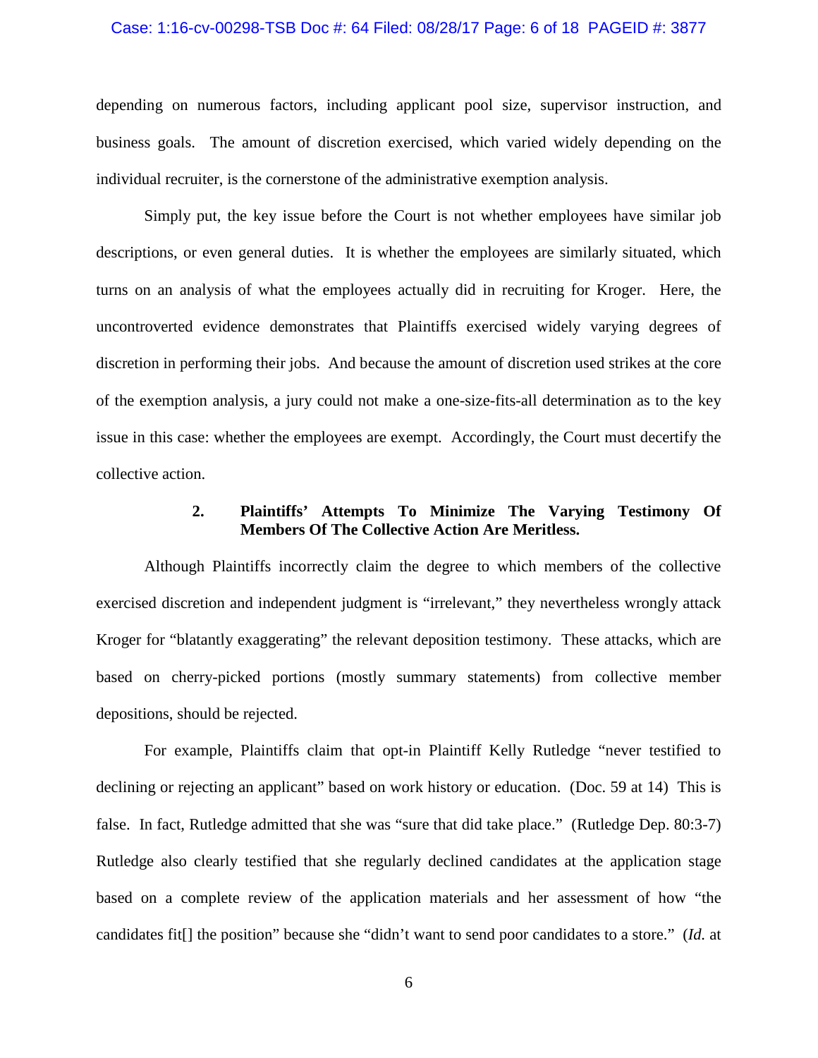depending on numerous factors, including applicant pool size, supervisor instruction, and business goals. The amount of discretion exercised, which varied widely depending on the individual recruiter, is the cornerstone of the administrative exemption analysis.

Simply put, the key issue before the Court is not whether employees have similar job descriptions, or even general duties. It is whether the employees are similarly situated, which turns on an analysis of what the employees actually did in recruiting for Kroger. Here, the uncontroverted evidence demonstrates that Plaintiffs exercised widely varying degrees of discretion in performing their jobs. And because the amount of discretion used strikes at the core of the exemption analysis, a jury could not make a one-size-fits-all determination as to the key issue in this case: whether the employees are exempt. Accordingly, the Court must decertify the collective action.

### 2. Plaintiffs' Attempts To Minimize The Varying Testimony Of Members Of The Collective Action Are Meritless.

Although Plaintiffs incorrectly claim the degree to which members of the collective exercised discretion and independent judgment is "irrelevant," they nevertheless wrongly attack Kroger for "blatantly exaggerating" the relevant deposition testimony. These attacks, which are based on cherry-picked portions (mostly summary statements) from collective member depositions, should be rejected.

For example, Plaintiffs claim that opt-in Plaintiff Kelly Rutledge "never testified to declining or rejecting an applicant" based on work history or education. (Doc. 59 at 14) This is false. In fact, Rutledge admitted that she was "sure that did take place." (Rutledge Dep. 80:3-7) Rutledge also clearly testified that she regularly declined candidates at the application stage based on a complete review of the application materials and her assessment of how "the candidates fit[] the position" because she "didn't want to send poor candidates to a store." (*Id.* at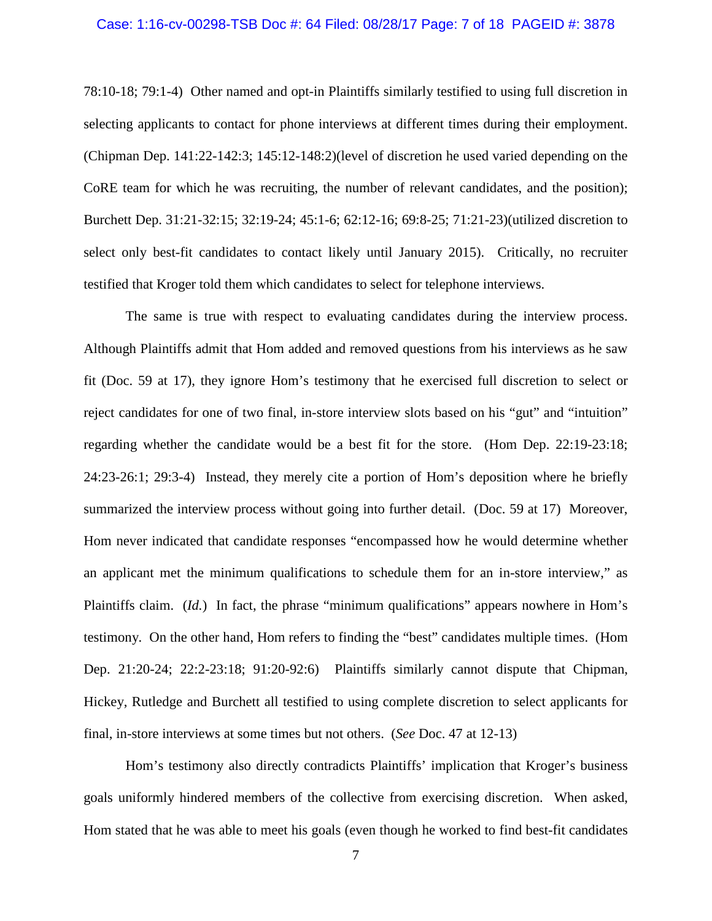78:10-18; 79:1-4) Other named and opt-in Plaintiffs similarly testified to using full discretion in selecting applicants to contact for phone interviews at different times during their employment. (Chipman Dep. 141:22-142:3; 145:12-148:2)(level of discretion he used varied depending on the CoRE team for which he was recruiting, the number of relevant candidates, and the position); Burchett Dep. 31:21-32:15; 32:19-24; 45:1-6; 62:12-16; 69:8-25; 71:21-23)(utilized discretion to select only best-fit candidates to contact likely until January 2015). Critically, no recruiter testified that Kroger told them which candidates to select for telephone interviews.

The same is true with respect to evaluating candidates during the interview process. Although Plaintiffs admit that Hom added and removed questions from his interviews as he saw fit (Doc. 59 at 17), they ignore Hom's testimony that he exercised full discretion to select or reject candidates for one of two final, in-store interview slots based on his "gut" and "intuition" regarding whether the candidate would be a best fit for the store. (Hom Dep. 22:19-23:18; 24:23-26:1; 29:3-4) Instead, they merely cite a portion of Hom's deposition where he briefly summarized the interview process without going into further detail. (Doc. 59 at 17) Moreover, Hom never indicated that candidate responses "encompassed how he would determine whether an applicant met the minimum qualifications to schedule them for an in-store interview," as Plaintiffs claim. (*Id.*) In fact, the phrase "minimum qualifications" appears nowhere in Hom's testimony. On the other hand, Hom refers to finding the "best" candidates multiple times. (Hom Dep. 21:20-24; 22:2-23:18; 91:20-92:6) Plaintiffs similarly cannot dispute that Chipman, Hickey, Rutledge and Burchett all testified to using complete discretion to select applicants for final, in-store interviews at some times but not others. (*See* Doc. 47 at 12-13)

Hom's testimony also directly contradicts Plaintiffs' implication that Kroger's business goals uniformly hindered members of the collective from exercising discretion. When asked, Hom stated that he was able to meet his goals (even though he worked to find best-fit candidates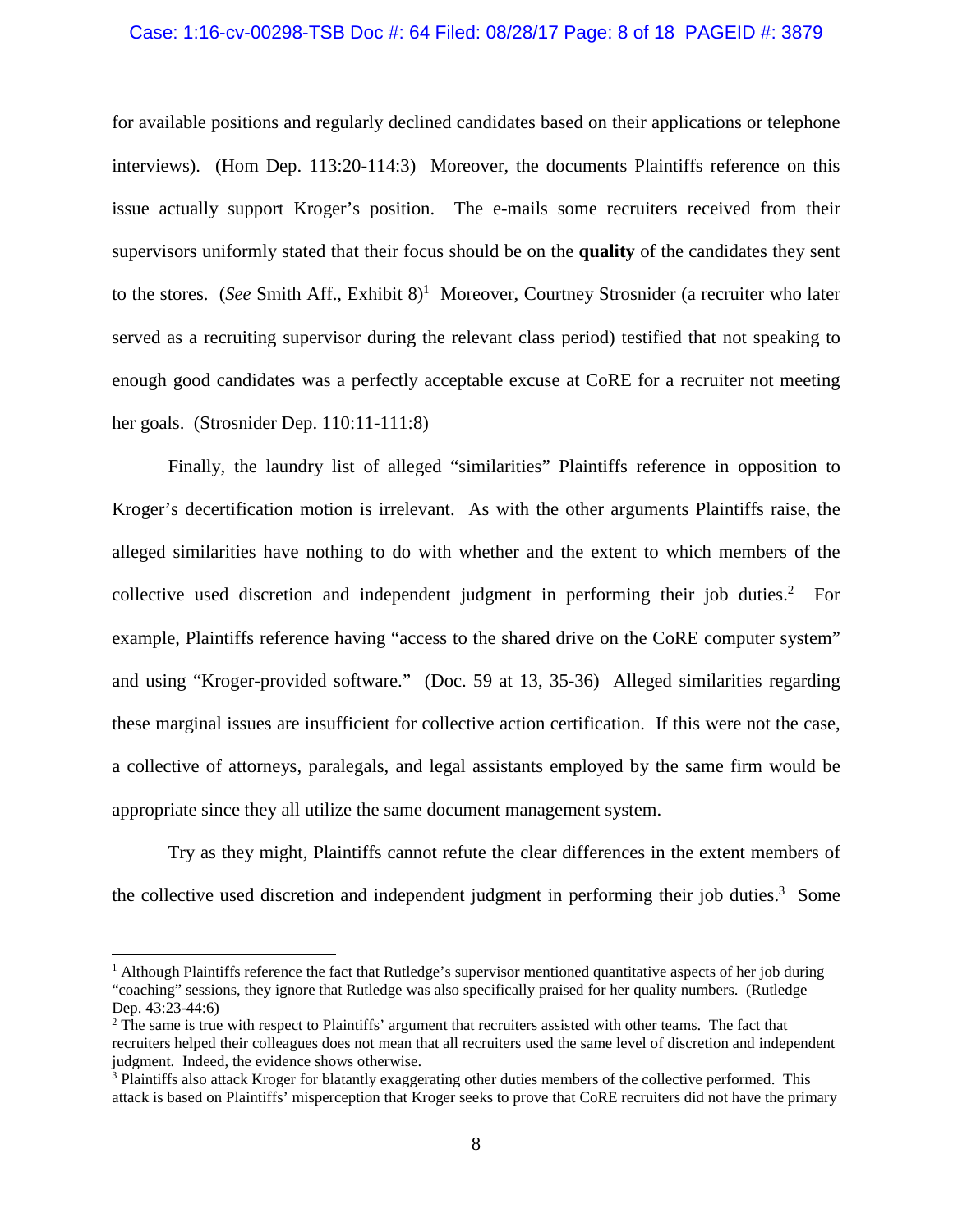for available positions and regularly declined candidates based on their applications or telephone interviews). (Hom Dep. 113:20-114:3) Moreover, the documents Plaintiffs reference on this issue actually support Kroger's position. The e-mails some recruiters received from their supervisors uniformly stated that their focus should be on the **quality** of the candidates they sent to the stores. (*See* Smith Aff., Exhibit 8)[1] Moreover, Courtney Strosnider (a recruiter who later served as a recruiting supervisor during the relevant class period) testified that not speaking to enough good candidates was a perfectly acceptable excuse at CoRE for a recruiter not meeting her goals. (Strosnider Dep. 110:11-111:8)

Finally, the laundry list of alleged "similarities" Plaintiffs reference in opposition to Kroger's decertification motion is irrelevant. As with the other arguments Plaintiffs raise, the alleged similarities have nothing to do with whether and the extent to which members of the collective used discretion and independent judgment in performing their job duties.[2] For example, Plaintiffs reference having "access to the shared drive on the CoRE computer system" and using "Kroger-provided software." (Doc. 59 at 13, 35-36) Alleged similarities regarding these marginal issues are insufficient for collective action certification. If this were not the case, a collective of attorneys, paralegals, and legal assistants employed by the same firm would be appropriate since they all utilize the same document management system.

Try as they might, Plaintiffs cannot refute the clear differences in the extent members of the collective used discretion and independent judgment in performing their job duties.[3] Some

---

[1] Although Plaintiffs reference the fact that Rutledge's supervisor mentioned quantitative aspects of her job during "coaching" sessions, they ignore that Rutledge was also specifically praised for her quality numbers. (Rutledge Dep. 43:23-44:6)

[2] The same is true with respect to Plaintiffs' argument that recruiters assisted with other teams. The fact that recruiters helped their colleagues does not mean that all recruiters used the same level of discretion and independent judgment. Indeed, the evidence shows otherwise.

[3] Plaintiffs also attack Kroger for blatantly exaggerating other duties members of the collective performed. This attack is based on Plaintiffs' misperception that Kroger seeks to prove that CoRE recruiters did not have the primary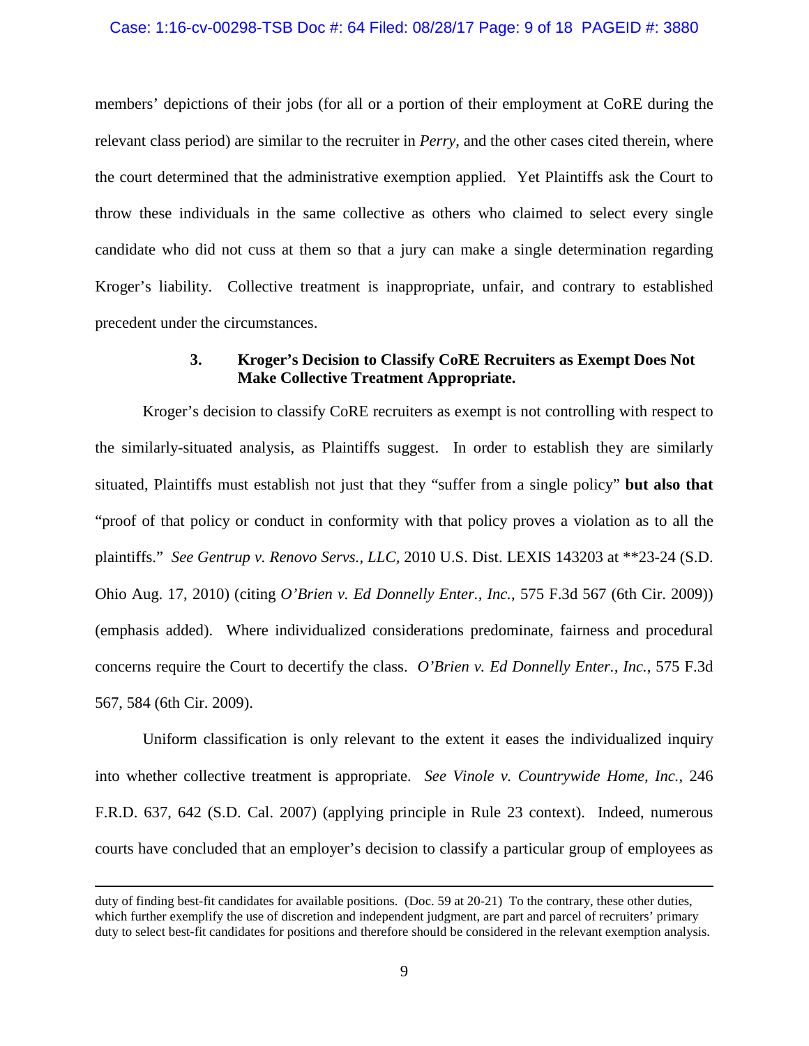members' depictions of their jobs (for all or a portion of their employment at CoRE during the relevant class period) are similar to the recruiter in *Perry*, and the other cases cited therein, where the court determined that the administrative exemption applied. Yet Plaintiffs ask the Court to throw these individuals in the same collective as others who claimed to select every single candidate who did not cuss at them so that a jury can make a single determination regarding Kroger's liability. Collective treatment is inappropriate, unfair, and contrary to established precedent under the circumstances.

### 3. Kroger's Decision to Classify CoRE Recruiters as Exempt Does Not Make Collective Treatment Appropriate.

Kroger's decision to classify CoRE recruiters as exempt is not controlling with respect to the similarly-situated analysis, as Plaintiffs suggest. In order to establish they are similarly situated, Plaintiffs must establish not just that they "suffer from a single policy" **but also that** "proof of that policy or conduct in conformity with that policy proves a violation as to all the plaintiffs." *See Gentrup v. Renovo Servs., LLC*, 2010 U.S. Dist. LEXIS 143203 at **23-24 (S.D. Ohio Aug. 17, 2010) (citing *O'Brien v. Ed Donnelly Enter., Inc.*, 575 F.3d 567 (6th Cir. 2009)) (emphasis added). Where individualized considerations predominate, fairness and procedural concerns require the Court to decertify the class. *O'Brien v. Ed Donnelly Enter., Inc.*, 575 F.3d 567, 584 (6th Cir. 2009).

Uniform classification is only relevant to the extent it eases the individualized inquiry into whether collective treatment is appropriate. *See Vinole v. Countrywide Home, Inc.*, 246 F.R.D. 637, 642 (S.D. Cal. 2007) (applying principle in Rule 23 context). Indeed, numerous courts have concluded that an employer's decision to classify a particular group of employees as

---

duty of finding best-fit candidates for available positions. (Doc. 59 at 20-21) To the contrary, these other duties, which further exemplify the use of discretion and independent judgment, are part and parcel of recruiters' primary duty to select best-fit candidates for positions and therefore should be considered in the relevant exemption analysis.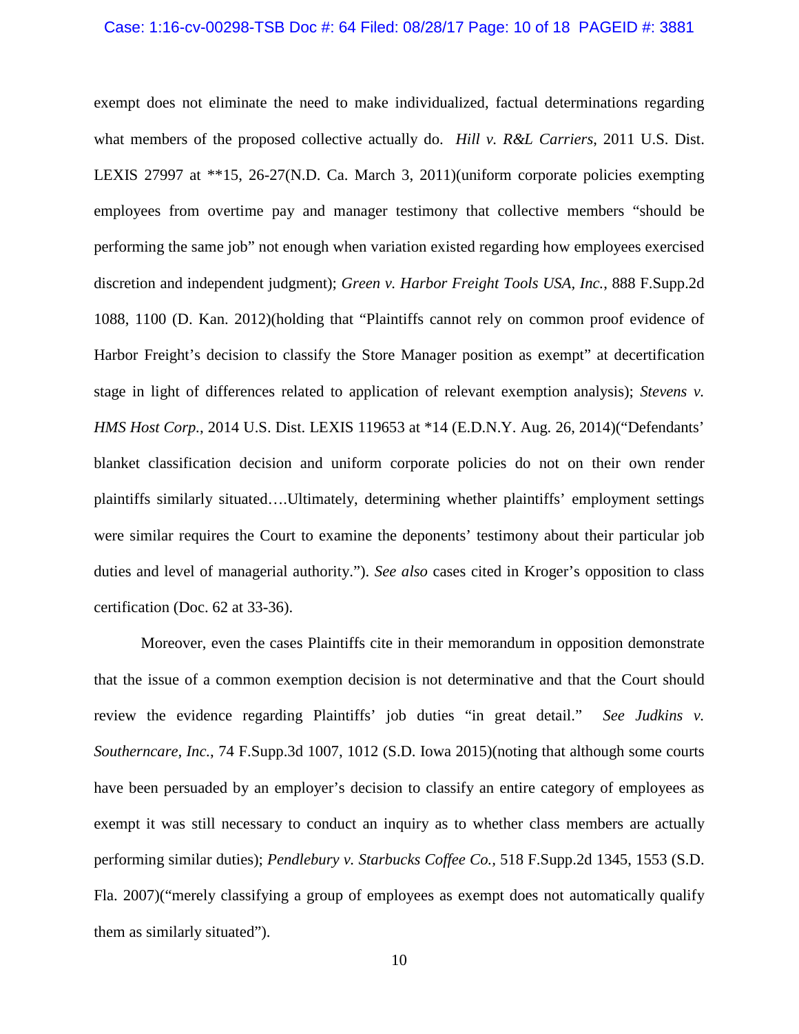exempt does not eliminate the need to make individualized, factual determinations regarding what members of the proposed collective actually do. *Hill v. R&L Carriers*, 2011 U.S. Dist. LEXIS 27997 at **15, 26-27(N.D. Ca. March 3, 2011)(uniform corporate policies exempting employees from overtime pay and manager testimony that collective members "should be performing the same job" not enough when variation existed regarding how employees exercised discretion and independent judgment); *Green v. Harbor Freight Tools USA, Inc.*, 888 F.Supp.2d 1088, 1100 (D. Kan. 2012)(holding that "Plaintiffs cannot rely on common proof evidence of Harbor Freight's decision to classify the Store Manager position as exempt" at decertification stage in light of differences related to application of relevant exemption analysis); *Stevens v. HMS Host Corp.*, 2014 U.S. Dist. LEXIS 119653 at *14 (E.D.N.Y. Aug. 26, 2014)("Defendants' blanket classification decision and uniform corporate policies do not on their own render plaintiffs similarly situated….Ultimately, determining whether plaintiffs' employment settings were similar requires the Court to examine the deponents' testimony about their particular job duties and level of managerial authority."). *See also* cases cited in Kroger's opposition to class certification (Doc. 62 at 33-36).

Moreover, even the cases Plaintiffs cite in their memorandum in opposition demonstrate that the issue of a common exemption decision is not determinative and that the Court should review the evidence regarding Plaintiffs' job duties "in great detail." *See Judkins v. Southerncare, Inc.*, 74 F.Supp.3d 1007, 1012 (S.D. Iowa 2015)(noting that although some courts have been persuaded by an employer's decision to classify an entire category of employees as exempt it was still necessary to conduct an inquiry as to whether class members are actually performing similar duties); *Pendlebury v. Starbucks Coffee Co.*, 518 F.Supp.2d 1345, 1553 (S.D. Fla. 2007)("merely classifying a group of employees as exempt does not automatically qualify them as similarly situated").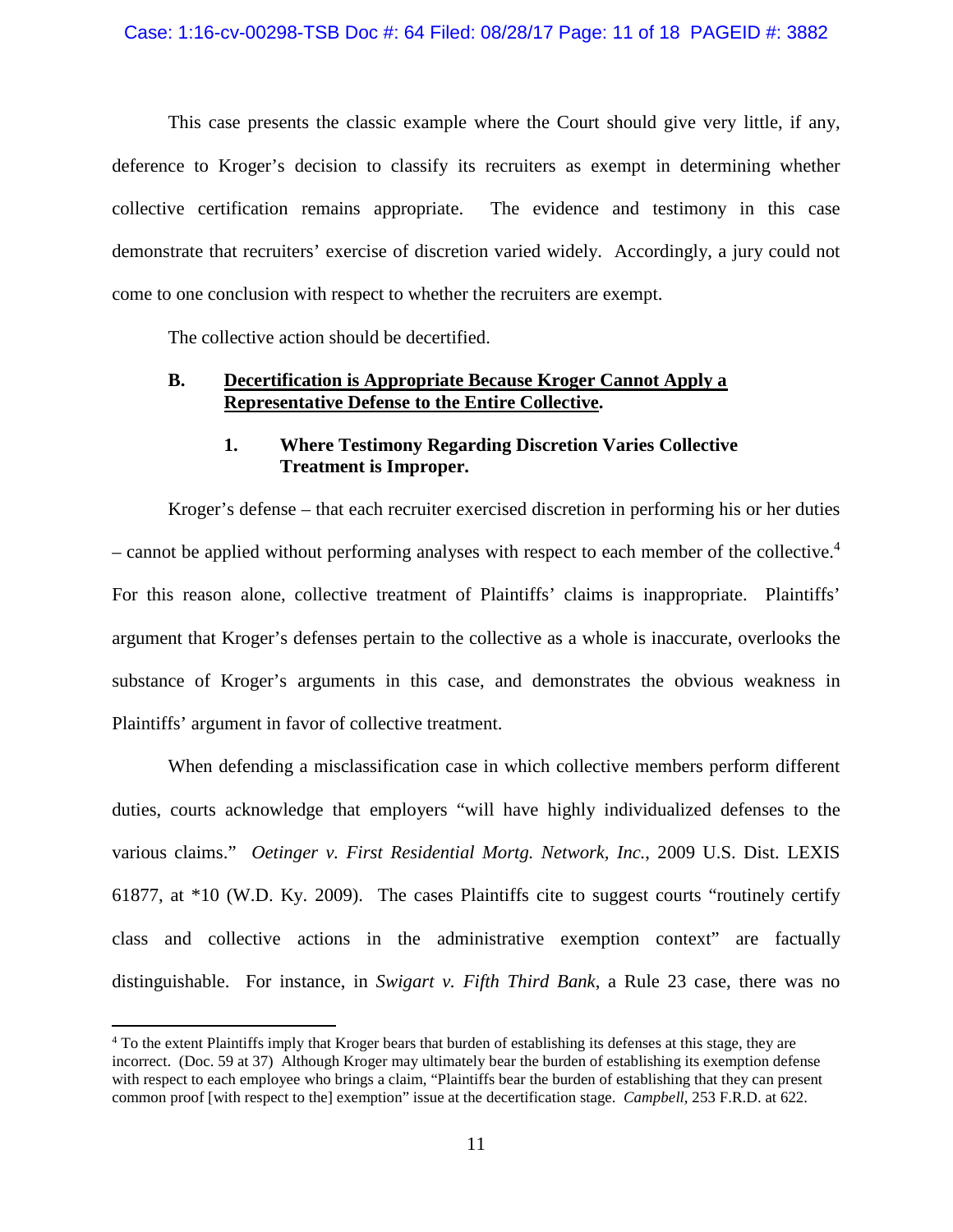This case presents the classic example where the Court should give very little, if any, deference to Kroger's decision to classify its recruiters as exempt in determining whether collective certification remains appropriate. The evidence and testimony in this case demonstrate that recruiters' exercise of discretion varied widely. Accordingly, a jury could not come to one conclusion with respect to whether the recruiters are exempt.

The collective action should be decertified.

### B. <u>Decertification is Appropriate Because Kroger Cannot Apply a Representative Defense to the Entire Collective</u>.

#### 1. Where Testimony Regarding Discretion Varies Collective Treatment is Improper.

Kroger's defense – that each recruiter exercised discretion in performing his or her duties – cannot be applied without performing analyses with respect to each member of the collective.[4] For this reason alone, collective treatment of Plaintiffs' claims is inappropriate. Plaintiffs' argument that Kroger's defenses pertain to the collective as a whole is inaccurate, overlooks the substance of Kroger's arguments in this case, and demonstrates the obvious weakness in Plaintiffs' argument in favor of collective treatment.

When defending a misclassification case in which collective members perform different duties, courts acknowledge that employers "will have highly individualized defenses to the various claims." *Oetinger v. First Residential Mortg. Network, Inc.*, 2009 U.S. Dist. LEXIS 61877, at *10 (W.D. Ky. 2009). The cases Plaintiffs cite to suggest courts "routinely certify class and collective actions in the administrative exemption context" are factually distinguishable. For instance, in *Swigart v. Fifth Third Bank*, a Rule 23 case, there was no

---

[4] To the extent Plaintiffs imply that Kroger bears that burden of establishing its defenses at this stage, they are incorrect. (Doc. 59 at 37) Although Kroger may ultimately bear the burden of establishing its exemption defense with respect to each employee who brings a claim, "Plaintiffs bear the burden of establishing that they can present common proof [with respect to the] exemption" issue at the decertification stage. *Campbell*, 253 F.R.D. at 622.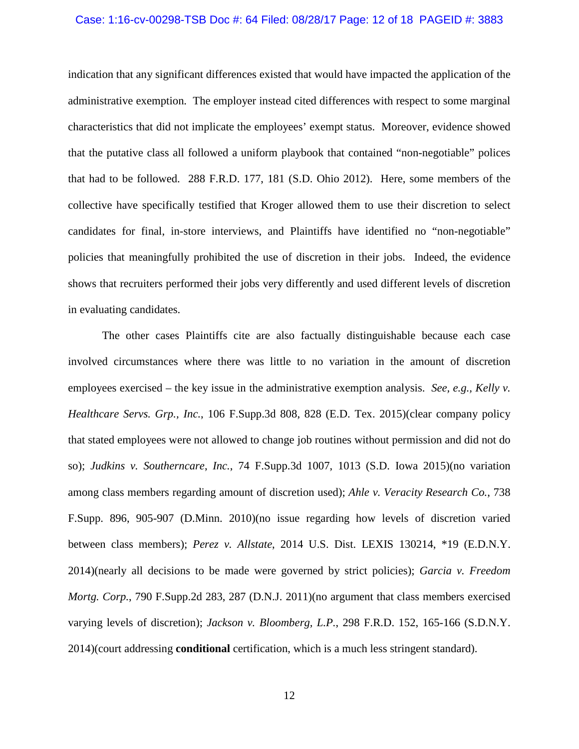indication that any significant differences existed that would have impacted the application of the administrative exemption. The employer instead cited differences with respect to some marginal characteristics that did not implicate the employees' exempt status. Moreover, evidence showed that the putative class all followed a uniform playbook that contained "non-negotiable" polices that had to be followed. 288 F.R.D. 177, 181 (S.D. Ohio 2012). Here, some members of the collective have specifically testified that Kroger allowed them to use their discretion to select candidates for final, in-store interviews, and Plaintiffs have identified no "non-negotiable" policies that meaningfully prohibited the use of discretion in their jobs. Indeed, the evidence shows that recruiters performed their jobs very differently and used different levels of discretion in evaluating candidates.

The other cases Plaintiffs cite are also factually distinguishable because each case involved circumstances where there was little to no variation in the amount of discretion employees exercised – the key issue in the administrative exemption analysis. *See, e.g., Kelly v. Healthcare Servs. Grp., Inc.*, 106 F.Supp.3d 808, 828 (E.D. Tex. 2015)(clear company policy that stated employees were not allowed to change job routines without permission and did not do so); *Judkins v. Southerncare, Inc.*, 74 F.Supp.3d 1007, 1013 (S.D. Iowa 2015)(no variation among class members regarding amount of discretion used); *Ahle v. Veracity Research Co.*, 738 F.Supp. 896, 905-907 (D.Minn. 2010)(no issue regarding how levels of discretion varied between class members); *Perez v. Allstate*, 2014 U.S. Dist. LEXIS 130214, *19 (E.D.N.Y. 2014)(nearly all decisions to be made were governed by strict policies); *Garcia v. Freedom Mortg. Corp.*, 790 F.Supp.2d 283, 287 (D.N.J. 2011)(no argument that class members exercised varying levels of discretion); *Jackson v. Bloomberg, L.P.*, 298 F.R.D. 152, 165-166 (S.D.N.Y. 2014)(court addressing **conditional** certification, which is a much less stringent standard).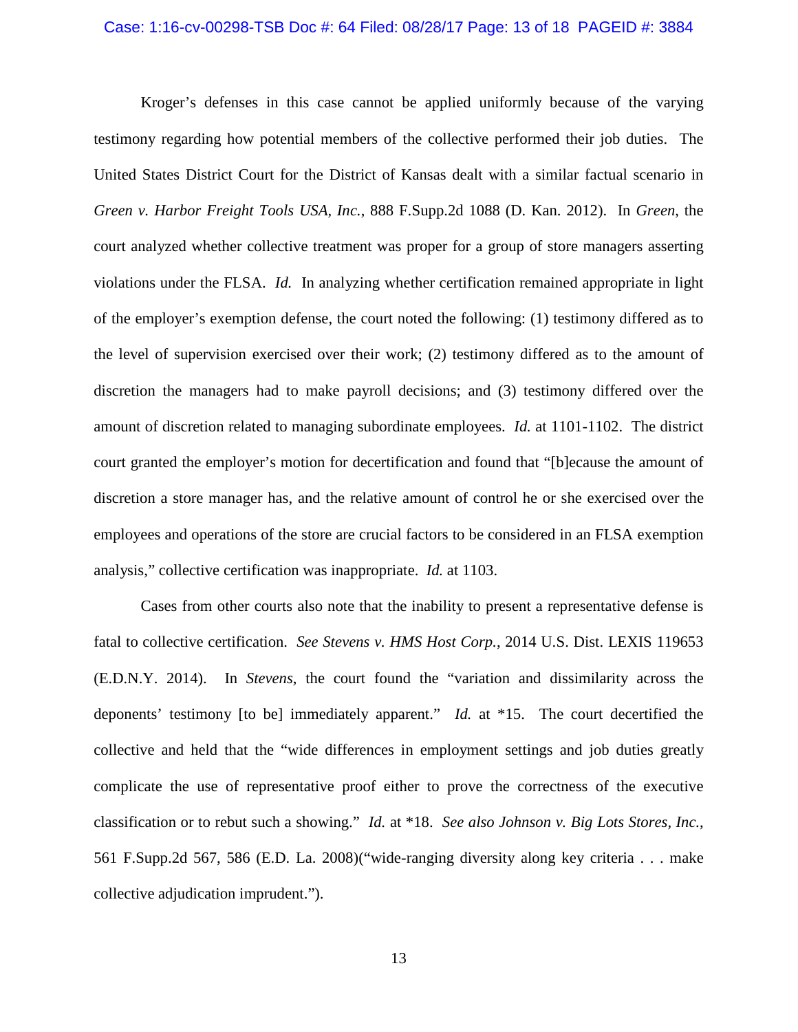Kroger's defenses in this case cannot be applied uniformly because of the varying testimony regarding how potential members of the collective performed their job duties. The United States District Court for the District of Kansas dealt with a similar factual scenario in *Green v. Harbor Freight Tools USA, Inc.*, 888 F.Supp.2d 1088 (D. Kan. 2012). In *Green*, the court analyzed whether collective treatment was proper for a group of store managers asserting violations under the FLSA. *Id.* In analyzing whether certification remained appropriate in light of the employer's exemption defense, the court noted the following: (1) testimony differed as to the level of supervision exercised over their work; (2) testimony differed as to the amount of discretion the managers had to make payroll decisions; and (3) testimony differed over the amount of discretion related to managing subordinate employees. *Id.* at 1101-1102. The district court granted the employer's motion for decertification and found that "[b]ecause the amount of discretion a store manager has, and the relative amount of control he or she exercised over the employees and operations of the store are crucial factors to be considered in an FLSA exemption analysis," collective certification was inappropriate. *Id.* at 1103.

Cases from other courts also note that the inability to present a representative defense is fatal to collective certification. *See Stevens v. HMS Host Corp.*, 2014 U.S. Dist. LEXIS 119653 (E.D.N.Y. 2014). In *Stevens*, the court found the "variation and dissimilarity across the deponents' testimony [to be] immediately apparent." *Id.* at *15. The court decertified the collective and held that the "wide differences in employment settings and job duties greatly complicate the use of representative proof either to prove the correctness of the executive classification or to rebut such a showing." *Id.* at *18. *See also Johnson v. Big Lots Stores, Inc.*, 561 F.Supp.2d 567, 586 (E.D. La. 2008)("wide-ranging diversity along key criteria . . . make collective adjudication imprudent.").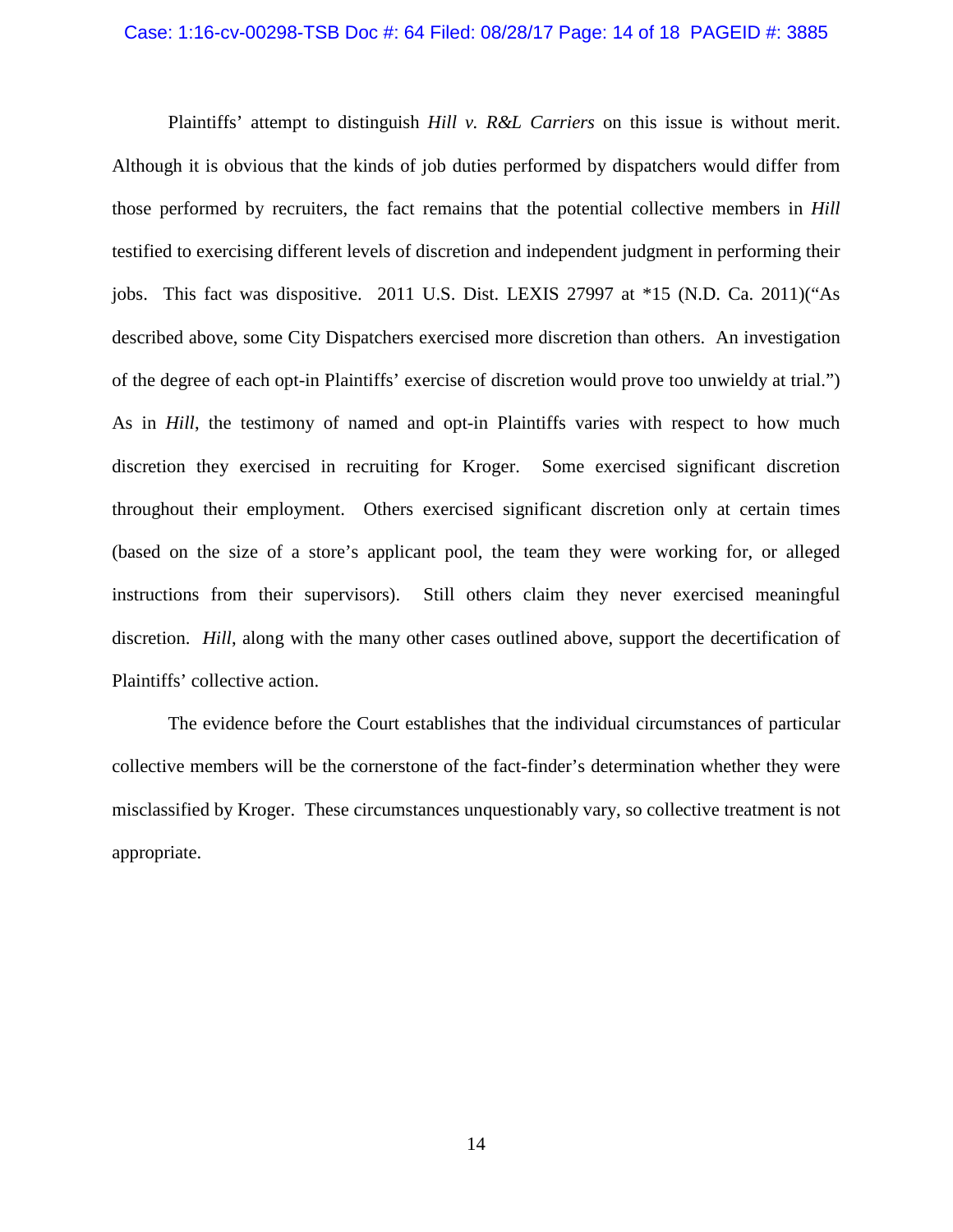Plaintiffs' attempt to distinguish *Hill v. R&L Carriers* on this issue is without merit. Although it is obvious that the kinds of job duties performed by dispatchers would differ from those performed by recruiters, the fact remains that the potential collective members in *Hill* testified to exercising different levels of discretion and independent judgment in performing their jobs. This fact was dispositive. 2011 U.S. Dist. LEXIS 27997 at *15 (N.D. Ca. 2011)("As described above, some City Dispatchers exercised more discretion than others. An investigation of the degree of each opt-in Plaintiffs' exercise of discretion would prove too unwieldy at trial.") As in *Hill*, the testimony of named and opt-in Plaintiffs varies with respect to how much discretion they exercised in recruiting for Kroger. Some exercised significant discretion throughout their employment. Others exercised significant discretion only at certain times (based on the size of a store's applicant pool, the team they were working for, or alleged instructions from their supervisors). Still others claim they never exercised meaningful discretion. *Hill*, along with the many other cases outlined above, support the decertification of Plaintiffs' collective action.

The evidence before the Court establishes that the individual circumstances of particular collective members will be the cornerstone of the fact-finder's determination whether they were misclassified by Kroger. These circumstances unquestionably vary, so collective treatment is not appropriate.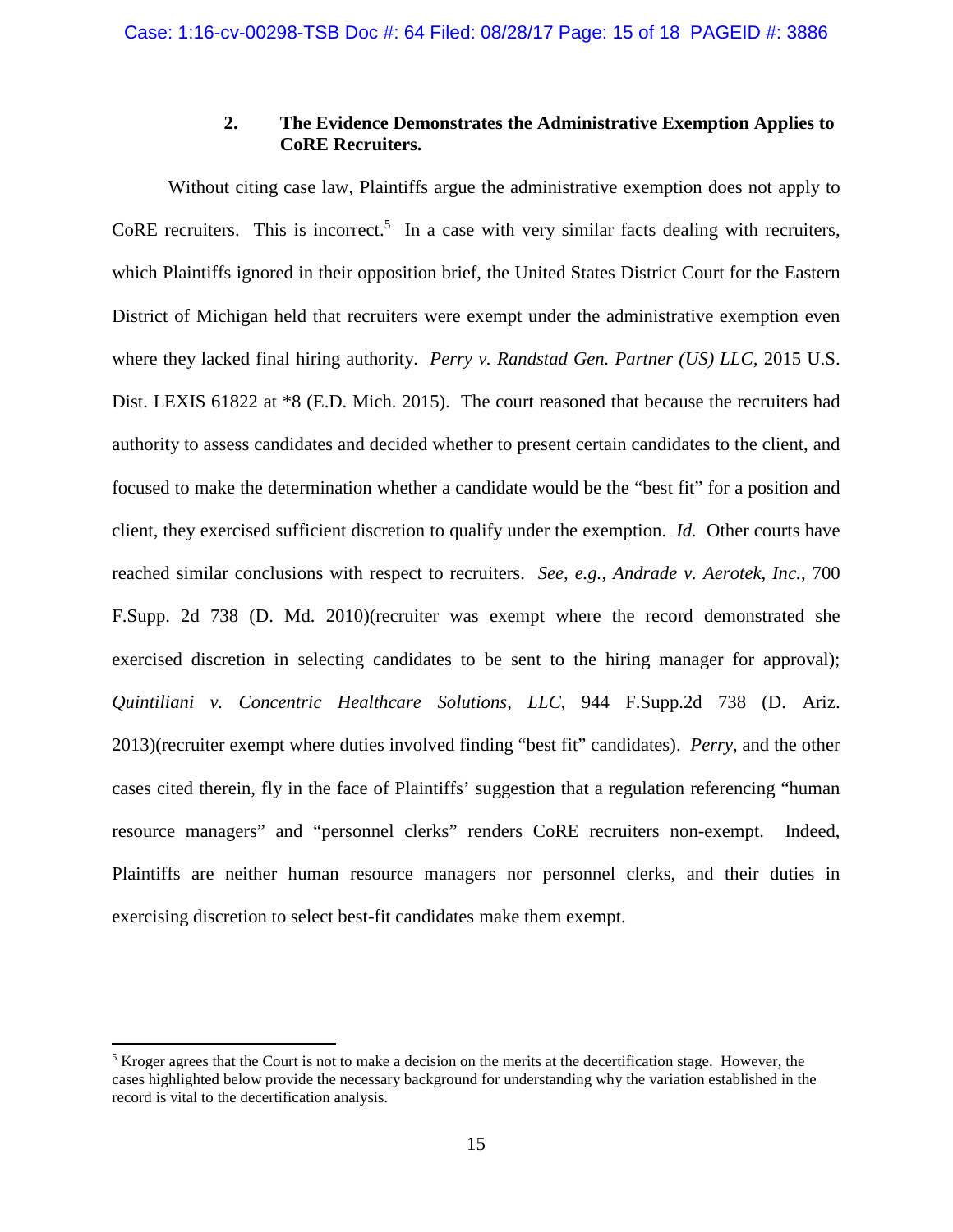### 2. The Evidence Demonstrates the Administrative Exemption Applies to CoRE Recruiters.

Without citing case law, Plaintiffs argue the administrative exemption does not apply to CoRE recruiters. This is incorrect.[5] In a case with very similar facts dealing with recruiters, which Plaintiffs ignored in their opposition brief, the United States District Court for the Eastern District of Michigan held that recruiters were exempt under the administrative exemption even where they lacked final hiring authority. *Perry v. Randstad Gen. Partner (US) LLC,* 2015 U.S. Dist. LEXIS 61822 at *8 (E.D. Mich. 2015). The court reasoned that because the recruiters had authority to assess candidates and decided whether to present certain candidates to the client, and focused to make the determination whether a candidate would be the "best fit" for a position and client, they exercised sufficient discretion to qualify under the exemption. *Id.* Other courts have reached similar conclusions with respect to recruiters. *See, e.g., Andrade v. Aerotek, Inc.*, 700 F.Supp. 2d 738 (D. Md. 2010)(recruiter was exempt where the record demonstrated she exercised discretion in selecting candidates to be sent to the hiring manager for approval); *Quintiliani v. Concentric Healthcare Solutions, LLC*, 944 F.Supp.2d 738 (D. Ariz. 2013)(recruiter exempt where duties involved finding "best fit" candidates). *Perry*, and the other cases cited therein, fly in the face of Plaintiffs' suggestion that a regulation referencing "human resource managers" and "personnel clerks" renders CoRE recruiters non-exempt. Indeed, Plaintiffs are neither human resource managers nor personnel clerks, and their duties in exercising discretion to select best-fit candidates make them exempt.

---

[5] Kroger agrees that the Court is not to make a decision on the merits at the decertification stage. However, the cases highlighted below provide the necessary background for understanding why the variation established in the record is vital to the decertification analysis.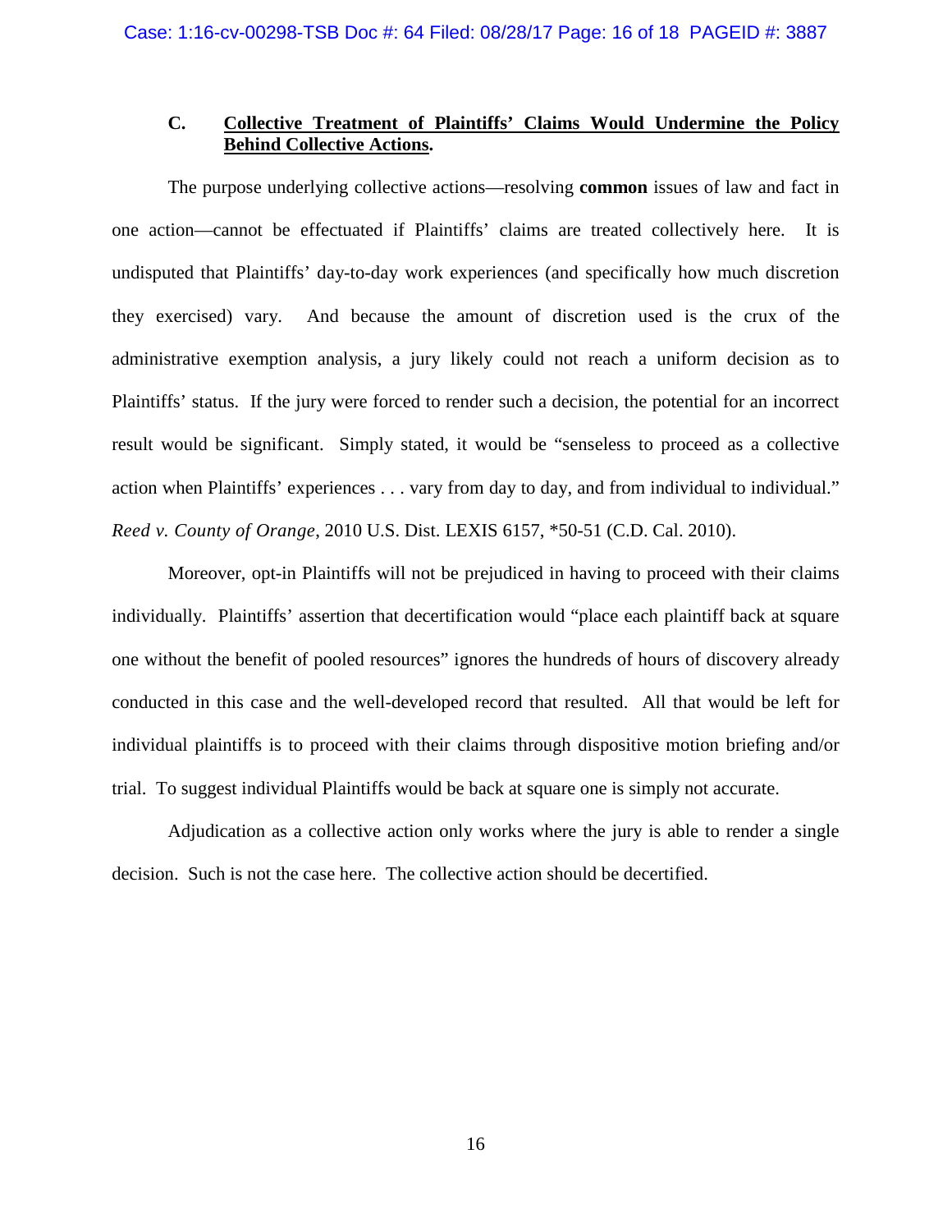### C. Collective Treatment of Plaintiffs' Claims Would Undermine the Policy Behind Collective Actions.

The purpose underlying collective actions—resolving **common** issues of law and fact in one action—cannot be effectuated if Plaintiffs' claims are treated collectively here. It is undisputed that Plaintiffs' day-to-day work experiences (and specifically how much discretion they exercised) vary. And because the amount of discretion used is the crux of the administrative exemption analysis, a jury likely could not reach a uniform decision as to Plaintiffs' status. If the jury were forced to render such a decision, the potential for an incorrect result would be significant. Simply stated, it would be "senseless to proceed as a collective action when Plaintiffs' experiences . . . vary from day to day, and from individual to individual." *Reed v. County of Orange*, 2010 U.S. Dist. LEXIS 6157, *50-51 (C.D. Cal. 2010).

Moreover, opt-in Plaintiffs will not be prejudiced in having to proceed with their claims individually. Plaintiffs' assertion that decertification would "place each plaintiff back at square one without the benefit of pooled resources" ignores the hundreds of hours of discovery already conducted in this case and the well-developed record that resulted. All that would be left for individual plaintiffs is to proceed with their claims through dispositive motion briefing and/or trial. To suggest individual Plaintiffs would be back at square one is simply not accurate.

Adjudication as a collective action only works where the jury is able to render a single decision. Such is not the case here. The collective action should be decertified.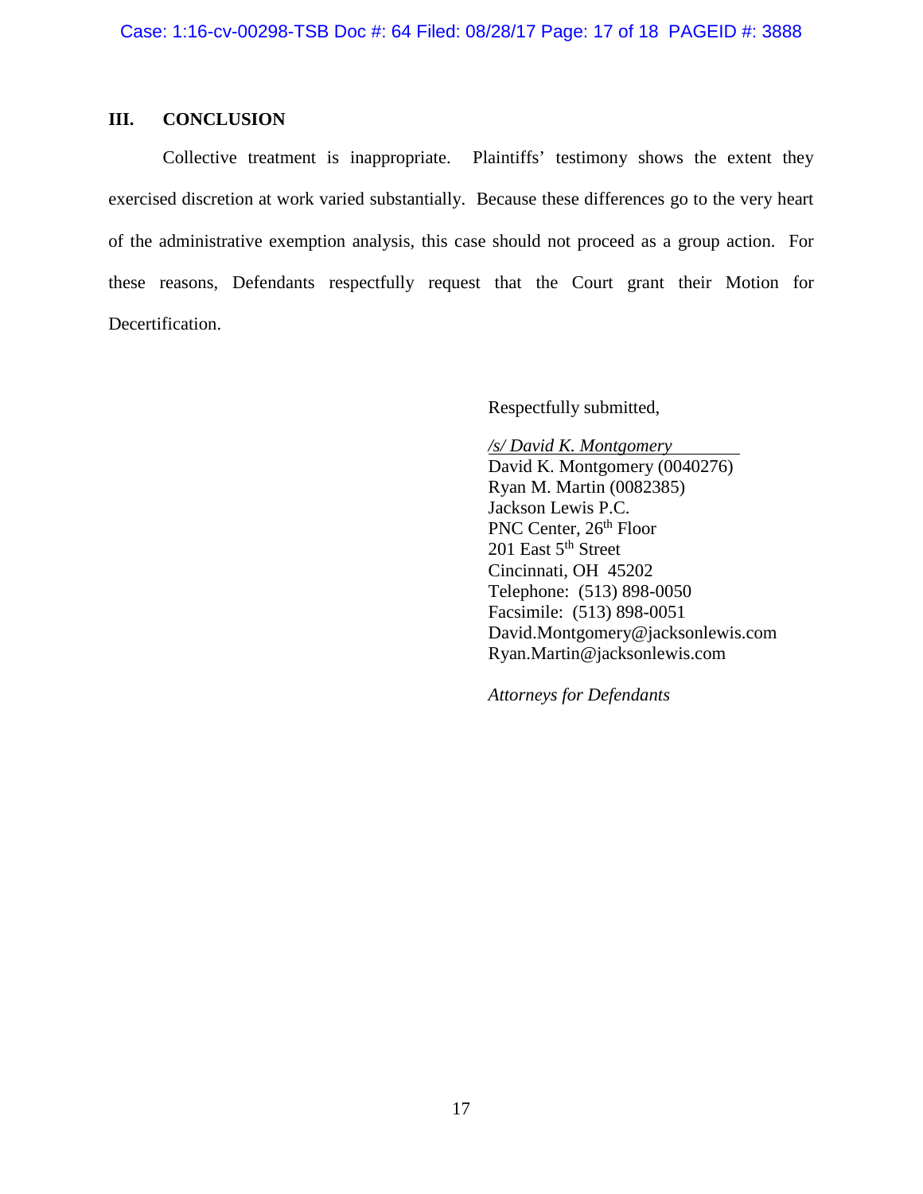## III. CONCLUSION

Collective treatment is inappropriate. Plaintiffs' testimony shows the extent they exercised discretion at work varied substantially. Because these differences go to the very heart of the administrative exemption analysis, this case should not proceed as a group action. For these reasons, Defendants respectfully request that the Court grant their Motion for Decertification.

Respectfully submitted,

*/s/ David K. Montgomery*
David K. Montgomery (0040276)
Ryan M. Martin (0082385)
Jackson Lewis P.C.
PNC Center, 26th Floor
201 East 5th Street
Cincinnati, OH 45202
Telephone: (513) 898-0050
Facsimile: (513) 898-0051
David.Montgomery@jacksonlewis.com
Ryan.Martin@jacksonlewis.com

*Attorneys for Defendants*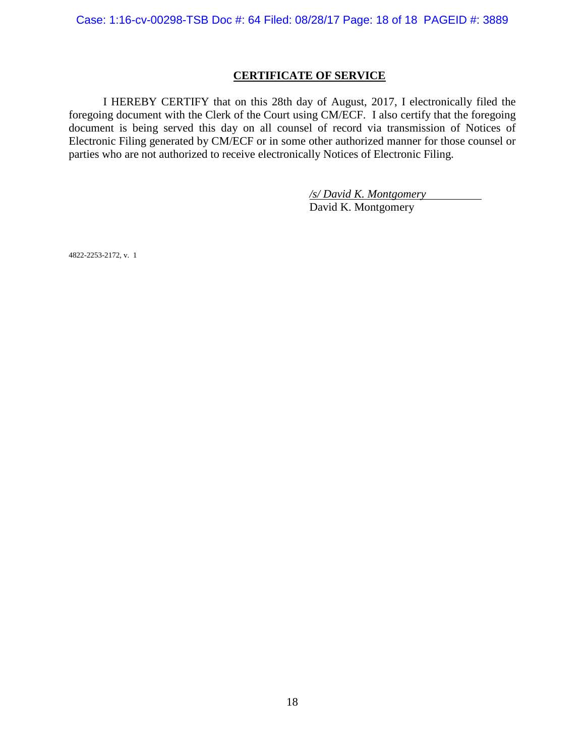## CERTIFICATE OF SERVICE

I HEREBY CERTIFY that on this 28th day of August, 2017, I electronically filed the foregoing document with the Clerk of the Court using CM/ECF. I also certify that the foregoing document is being served this day on all counsel of record via transmission of Notices of Electronic Filing generated by CM/ECF or in some other authorized manner for those counsel or parties who are not authorized to receive electronically Notices of Electronic Filing.

*/s/ David K. Montgomery*
David K. Montgomery

4822-2253-2172, v. 1